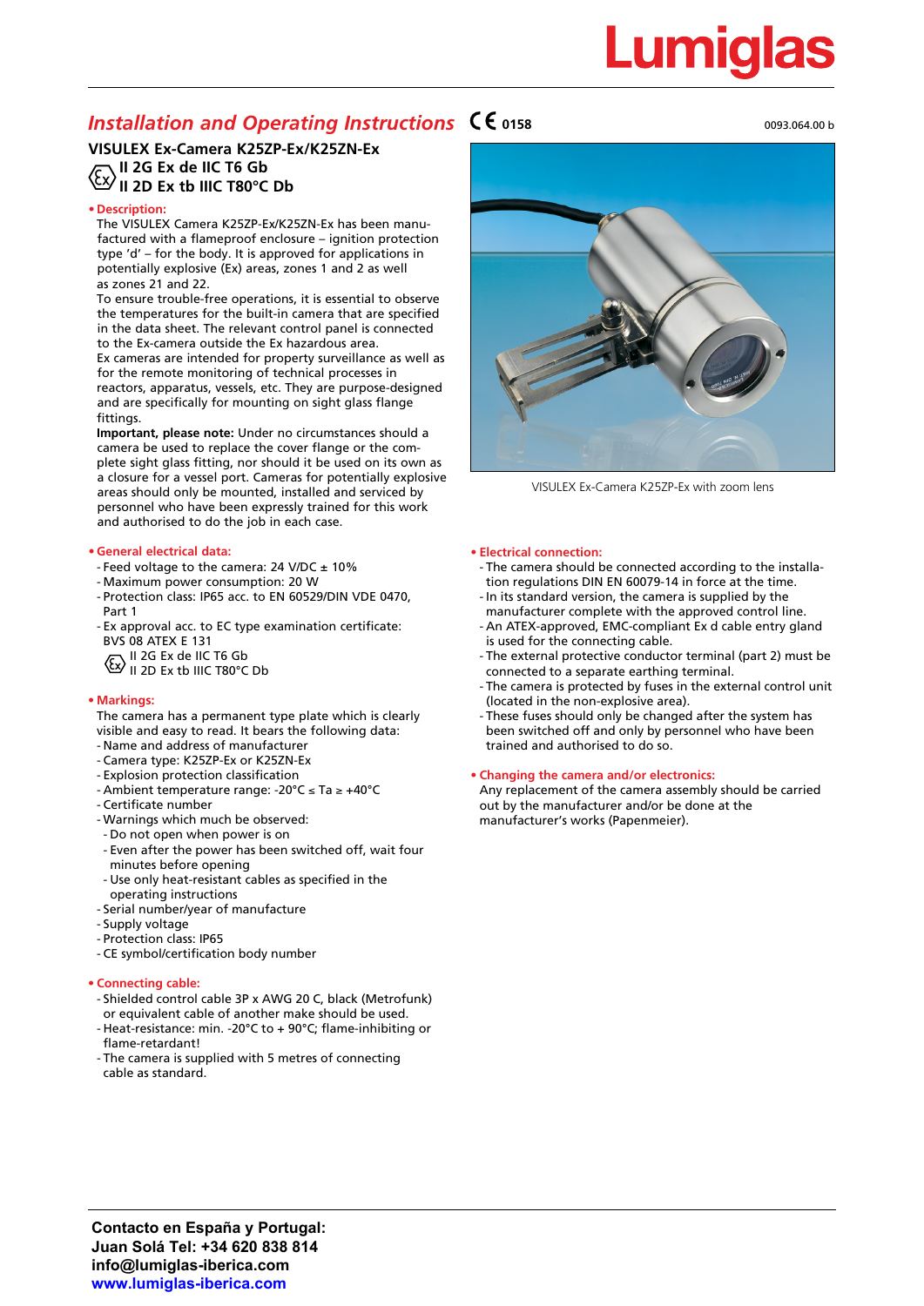Lumiglas

# *Installation and Operating Instructions* CE 0158

0093.064.00 b

## VISULEX Ex-Camera K25ZP-Ex/K25ZN-Ex
**II 2G Ex de IIC T6 Gb**
**II 2D Ex tb IIIC T80°C Db**

VISULEX Ex-Camera K25ZP-Ex with zoom lens

### • Description:

The VISULEX Camera K25ZP-Ex/K25ZN-Ex has been manufactured with a flameproof enclosure – ignition protection type 'd' – for the body. It is approved for applications in potentially explosive (Ex) areas, zones 1 and 2 as well as zones 21 and 22.

To ensure trouble-free operations, it is essential to observe the temperatures for the built-in camera that are specified in the data sheet. The relevant control panel is connected to the Ex-camera outside the Ex hazardous area.

Ex cameras are intended for property surveillance as well as for the remote monitoring of technical processes in reactors, apparatus, vessels, etc. They are purpose-designed and are specifically for mounting on sight glass flange fittings.

**Important, please note:** Under no circumstances should a camera be used to replace the cover flange or the complete sight glass fitting, nor should it be used on its own as a closure for a vessel port. Cameras for potentially explosive areas should only be mounted, installed and serviced by personnel who have been expressly trained for this work and authorised to do the job in each case.

### • General electrical data:

- Feed voltage to the camera: 24 V/DC ± 10%
- Maximum power consumption: 20 W
- Protection class: IP65 acc. to EN 60529/DIN VDE 0470, Part 1
- Ex approval acc. to EC type examination certificate: BVS 08 ATEX E 131
  II 2G Ex de IIC T6 Gb
  II 2D Ex tb IIIC T80°C Db

### • Markings:

The camera has a permanent type plate which is clearly visible and easy to read. It bears the following data:

- Name and address of manufacturer
- Camera type: K25ZP-Ex or K25ZN-Ex
- Explosion protection classification
- Ambient temperature range: -20°C ≤ Ta ≥ +40°C
- Certificate number
- Warnings which much be observed:
  - Do not open when power is on
  - Even after the power has been switched off, wait four minutes before opening
  - Use only heat-resistant cables as specified in the operating instructions
- Serial number/year of manufacture
- Supply voltage
- Protection class: IP65
- CE symbol/certification body number

### • Connecting cable:

- Shielded control cable 3P x AWG 20 C, black (Metrofunk) or equivalent cable of another make should be used.
- Heat-resistance: min. -20°C to + 90°C; flame-inhibiting or flame-retardant!
- The camera is supplied with 5 metres of connecting cable as standard.

### • Electrical connection:

- The camera should be connected according to the installation regulations DIN EN 60079-14 in force at the time.
- In its standard version, the camera is supplied by the manufacturer complete with the approved control line.
- An ATEX-approved, EMC-compliant Ex d cable entry gland is used for the connecting cable.
- The external protective conductor terminal (part 2) must be connected to a separate earthing terminal.
- The camera is protected by fuses in the external control unit (located in the non-explosive area).
- These fuses should only be changed after the system has been switched off and only by personnel who have been trained and authorised to do so.

### • Changing the camera and/or electronics:

Any replacement of the camera assembly should be carried out by the manufacturer and/or be done at the manufacturer's works (Papenmeier).

**Contacto en España y Portugal:**
**Juan Solá Tel: +34 620 838 814**
**info@lumiglas-iberica.com**
**www.lumiglas-iberica.com**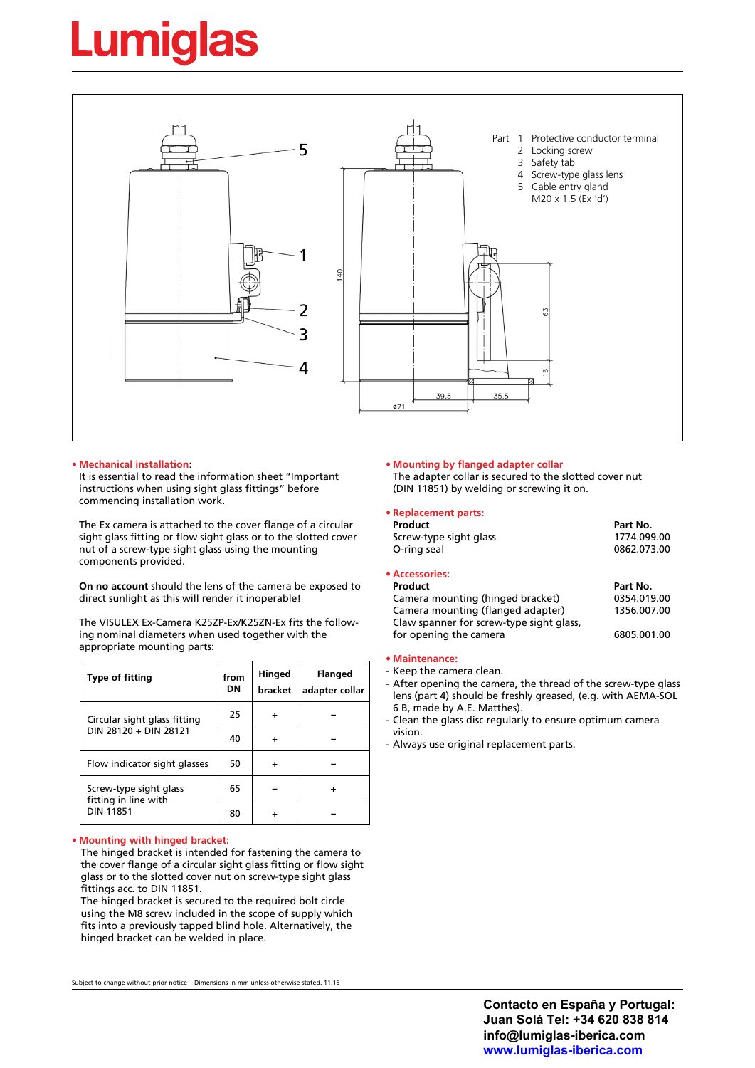# Lumiglas

Part 1 Protective conductor terminal
2 Locking screw
3 Safety tab
4 Screw-type glass lens
5 Cable entry gland M20 x 1.5 (Ex 'd')

5
1
2
3
4
140
63
16
39.5
35.5
ø71

**• Mechanical installation:**
It is essential to read the information sheet "Important instructions when using sight glass fittings" before commencing installation work.

The Ex camera is attached to the cover flange of a circular sight glass fitting or flow sight glass or to the slotted cover nut of a screw-type sight glass using the mounting components provided.

**On no account** should the lens of the camera be exposed to direct sunlight as this will render it inoperable!

The VISULEX Ex-Camera K25ZP-Ex/K25ZN-Ex fits the following nominal diameters when used together with the appropriate mounting parts:

| Type of fitting | from DN | Hinged bracket | Flanged adapter collar |
|---|---|---|---|
| Circular sight glass fitting DIN 28120 + DIN 28121 | 25 | + | – |
| | 40 | + | – |
| Flow indicator sight glasses | 50 | + | – |
| Screw-type sight glass fitting in line with DIN 11851 | 65 | – | + |
| | 80 | + | – |

**• Mounting with hinged bracket:**
The hinged bracket is intended for fastening the camera to the cover flange of a circular sight glass fitting or flow sight glass or to the slotted cover nut on screw-type sight glass fittings acc. to DIN 11851.
The hinged bracket is secured to the required bolt circle using the M8 screw included in the scope of supply which fits into a previously tapped blind hole. Alternatively, the hinged bracket can be welded in place.

**• Mounting by flanged adapter collar**
The adapter collar is secured to the slotted cover nut (DIN 11851) by welding or screwing it on.

**• Replacement parts:**

| Product | Part No. |
|---|---|
| Screw-type sight glass | 1774.099.00 |
| O-ring seal | 0862.073.00 |

**• Accessories:**

| Product | Part No. |
|---|---|
| Camera mounting (hinged bracket) | 0354.019.00 |
| Camera mounting (flanged adapter) | 1356.007.00 |
| Claw spanner for screw-type sight glass, for opening the camera | 6805.001.00 |

**• Maintenance:**
- Keep the camera clean.
- After opening the camera, the thread of the screw-type glass lens (part 4) should be freshly greased, (e.g. with AEMA-SOL 6 B, made by A.E. Matthes).
- Clean the glass disc regularly to ensure optimum camera vision.
- Always use original replacement parts.

Subject to change without prior notice – Dimensions in mm unless otherwise stated. 11.15

**Contacto en España y Portugal:**
**Juan Solá Tel: +34 620 838 814**
**info@lumiglas-iberica.com**
**www.lumiglas-iberica.com**